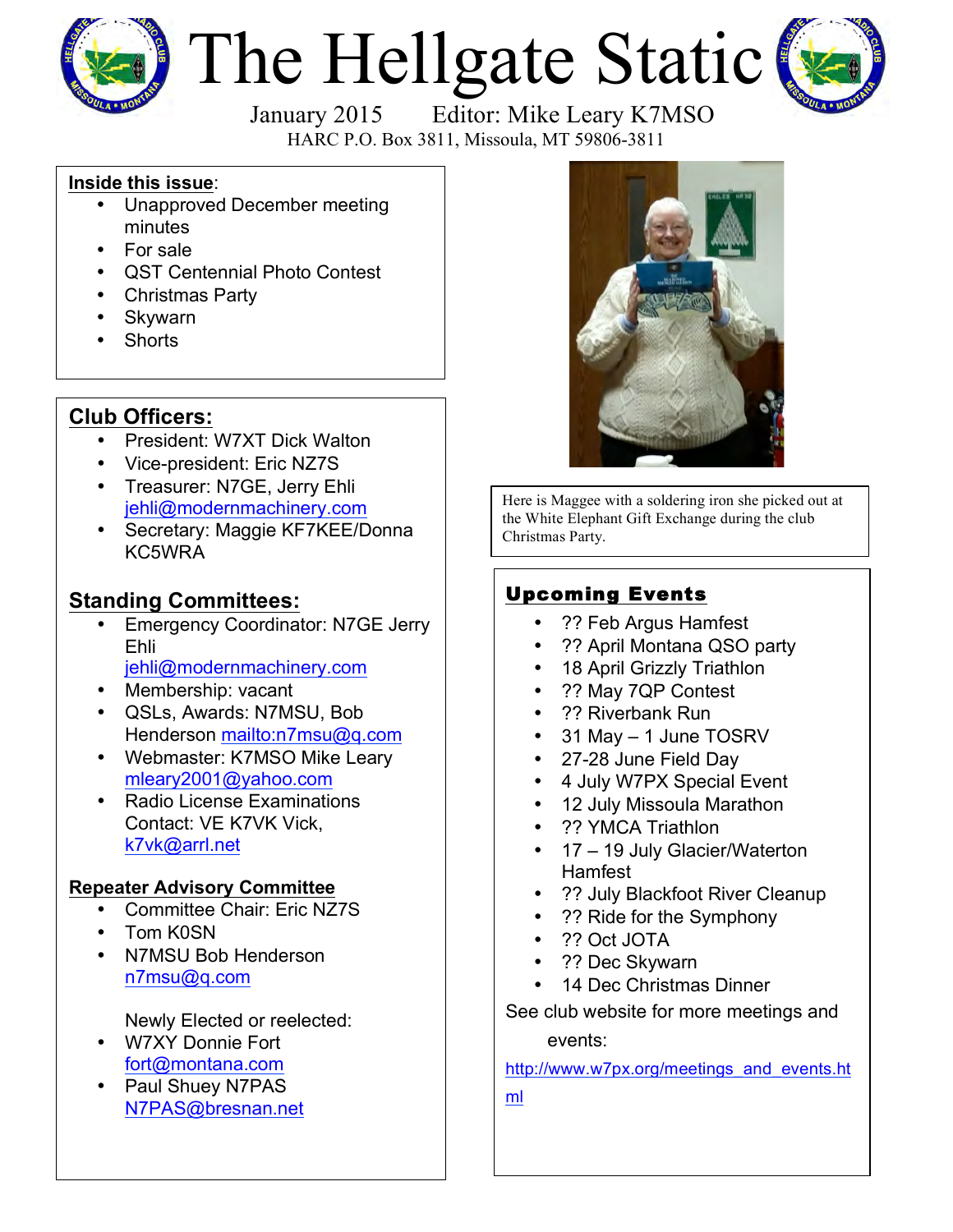# The Hellgate Static

January 2015 Editor: Mike Leary K7MSO

HARC P.O. Box 3811, Missoula, MT 59806-3811

**Inside this issue**:

- Unapproved December meeting minutes
- For sale
- QST Centennial Photo Contest
- Christmas Party
- Skywarn
- Shorts

## Club Officers:

- President: W7XT Dick Walton
- Vice-president: Eric NZ7S
- Treasurer: N7GE, Jerry Ehli jehli@modernmachinery.com
- Secretary: Maggie KF7KEE/Donna KC5WRA

## Standing Committees:

- Emergency Coordinator: N7GE Jerry Ehli jehli@modernmachinery.com
- Membership: vacant
- QSLs, Awards: N7MSU, Bob Henderson mailto:n7msu@q.com
- Webmaster: K7MSO Mike Leary mleary2001@yahoo.com
- Radio License Examinations Contact: VE K7VK Vick, k7vk@arrl.net

### Repeater Advisory Committee

- Committee Chair: Eric NZ7S
- Tom K0SN
- N7MSU Bob Henderson n7msu@q.com

Newly Elected or reelected:

- W7XY Donnie Fort fort@montana.com
- Paul Shuey N7PAS N7PAS@bresnan.net

Here is Maggee with a soldering iron she picked out at the White Elephant Gift Exchange during the club Christmas Party.

## Upcoming Events

- ?? Feb Argus Hamfest
- ?? April Montana QSO party
- 18 April Grizzly Triathlon
- ?? May 7QP Contest
- ?? Riverbank Run
- 31 May – 1 June TOSRV
- 27-28 June Field Day
- 4 July W7PX Special Event
- 12 July Missoula Marathon
- ?? YMCA Triathlon
- 17 – 19 July Glacier/Waterton Hamfest
- ?? July Blackfoot River Cleanup
- ?? Ride for the Symphony
- ?? Oct JOTA
- ?? Dec Skywarn
- 14 Dec Christmas Dinner

See club website for more meetings and events:

http://www.w7px.org/meetings_and_events.html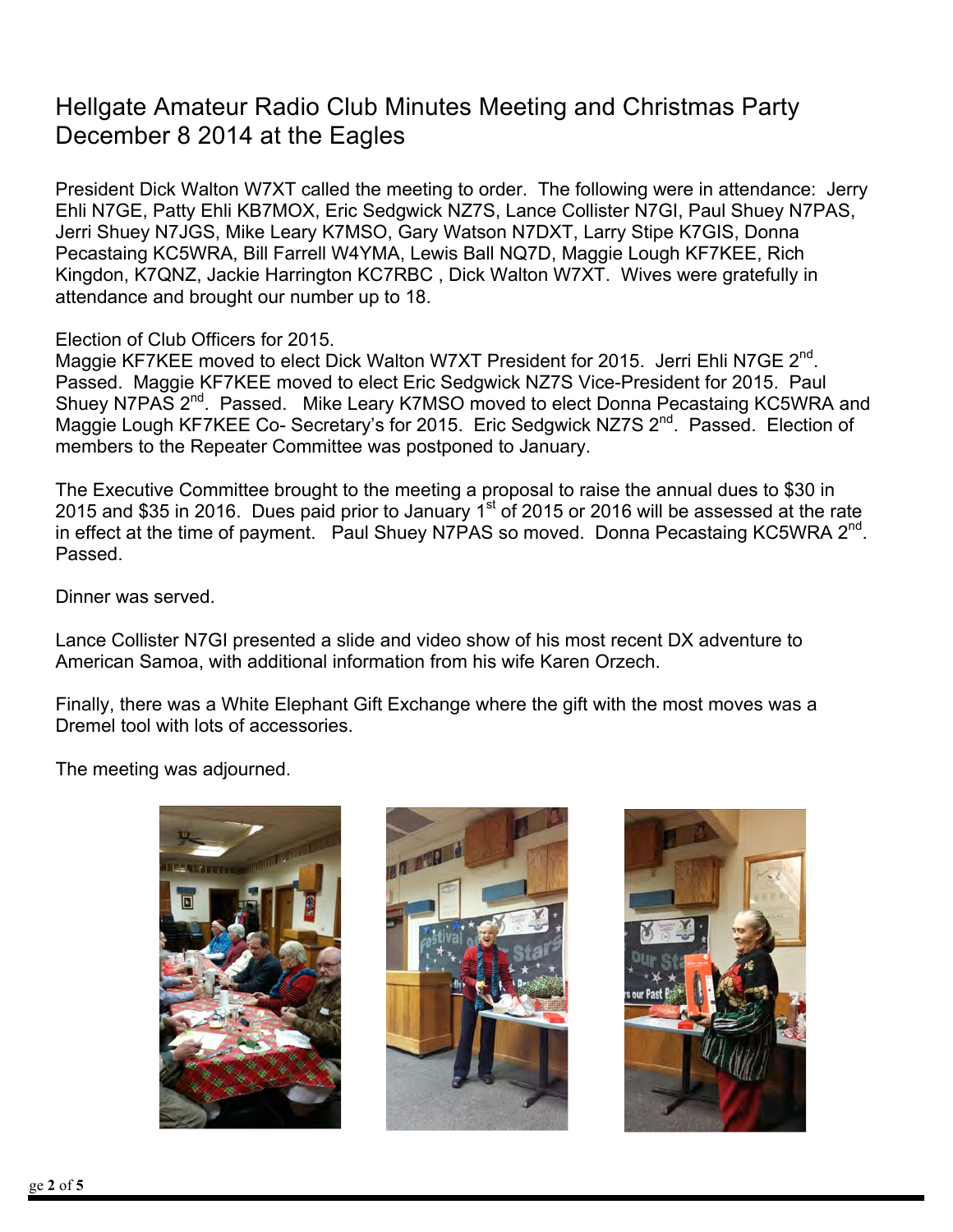# Hellgate Amateur Radio Club Minutes Meeting and Christmas Party December 8 2014 at the Eagles

President Dick Walton W7XT called the meeting to order. The following were in attendance: Jerry Ehli N7GE, Patty Ehli KB7MOX, Eric Sedgwick NZ7S, Lance Collister N7GI, Paul Shuey N7PAS, Jerri Shuey N7JGS, Mike Leary K7MSO, Gary Watson N7DXT, Larry Stipe K7GIS, Donna Pecastaing KC5WRA, Bill Farrell W4YMA, Lewis Ball NQ7D, Maggie Lough KF7KEE, Rich Kingdon, K7QNZ, Jackie Harrington KC7RBC , Dick Walton W7XT. Wives were gratefully in attendance and brought our number up to 18.

Election of Club Officers for 2015.
Maggie KF7KEE moved to elect Dick Walton W7XT President for 2015. Jerri Ehli N7GE 2nd. Passed. Maggie KF7KEE moved to elect Eric Sedgwick NZ7S Vice-President for 2015. Paul Shuey N7PAS 2nd. Passed. Mike Leary K7MSO moved to elect Donna Pecastaing KC5WRA and Maggie Lough KF7KEE Co- Secretary's for 2015. Eric Sedgwick NZ7S 2nd. Passed. Election of members to the Repeater Committee was postponed to January.

The Executive Committee brought to the meeting a proposal to raise the annual dues to $30 in 2015 and $35 in 2016. Dues paid prior to January 1st of 2015 or 2016 will be assessed at the rate in effect at the time of payment. Paul Shuey N7PAS so moved. Donna Pecastaing KC5WRA 2nd. Passed.

Dinner was served.

Lance Collister N7GI presented a slide and video show of his most recent DX adventure to American Samoa, with additional information from his wife Karen Orzech.

Finally, there was a White Elephant Gift Exchange where the gift with the most moves was a Dremel tool with lots of accessories.

The meeting was adjourned.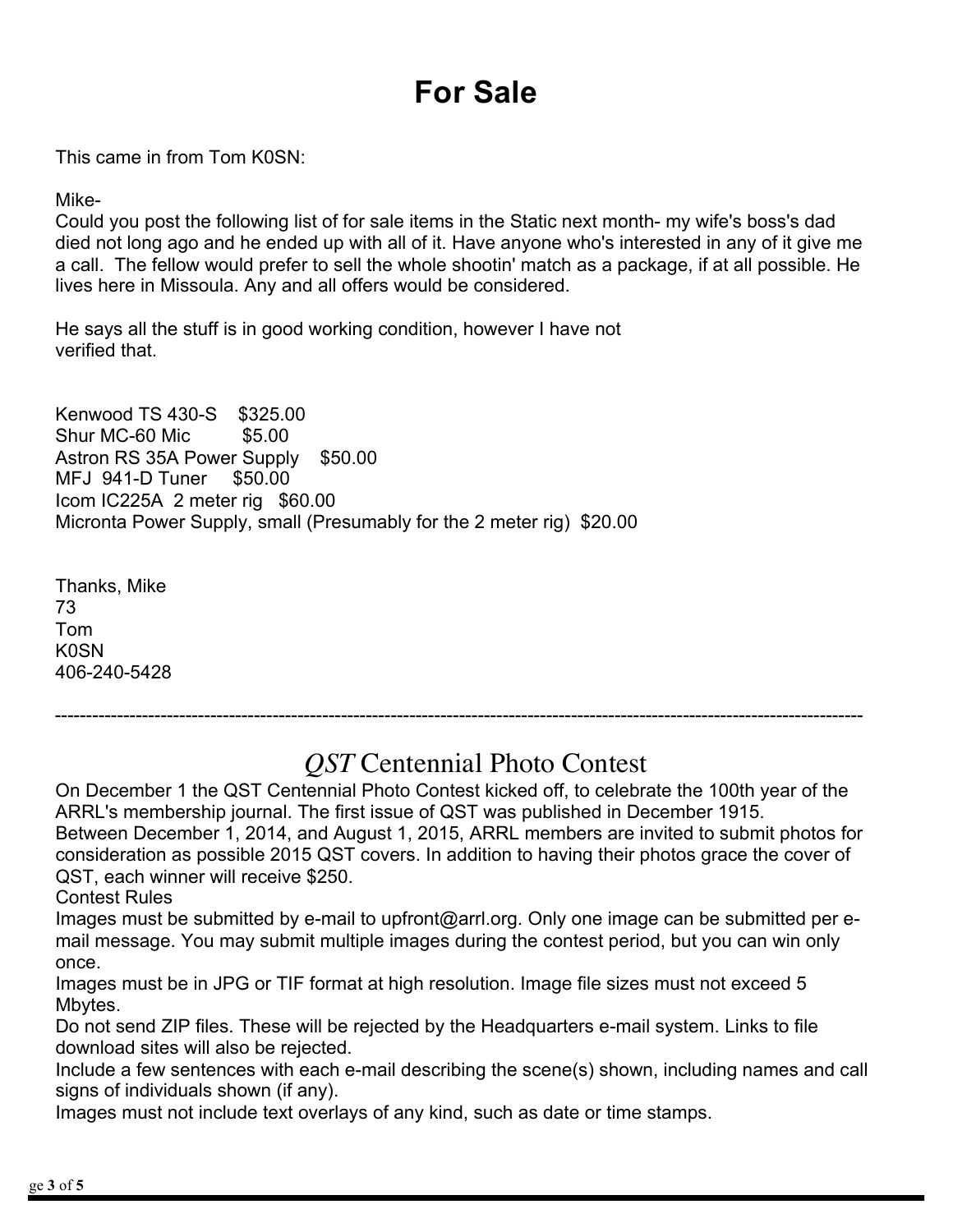# For Sale

This came in from Tom K0SN:

Mike-
Could you post the following list of for sale items in the Static next month- my wife's boss's dad died not long ago and he ended up with all of it. Have anyone who's interested in any of it give me a call. The fellow would prefer to sell the whole shootin' match as a package, if at all possible. He lives here in Missoula. Any and all offers would be considered.

He says all the stuff is in good working condition, however I have not verified that.

Kenwood TS 430-S $325.00
Shur MC-60 Mic $5.00
Astron RS 35A Power Supply $50.00
MFJ 941-D Tuner $50.00
Icom IC225A 2 meter rig $60.00
Micronta Power Supply, small (Presumably for the 2 meter rig) $20.00

Thanks, Mike
73
Tom
K0SN
406-240-5428

---

## *QST* Centennial Photo Contest

On December 1 the QST Centennial Photo Contest kicked off, to celebrate the 100th year of the ARRL's membership journal. The first issue of QST was published in December 1915.
Between December 1, 2014, and August 1, 2015, ARRL members are invited to submit photos for consideration as possible 2015 QST covers. In addition to having their photos grace the cover of QST, each winner will receive $250.
Contest Rules
Images must be submitted by e-mail to upfront@arrl.org. Only one image can be submitted per e-mail message. You may submit multiple images during the contest period, but you can win only once.
Images must be in JPG or TIF format at high resolution. Image file sizes must not exceed 5 Mbytes.
Do not send ZIP files. These will be rejected by the Headquarters e-mail system. Links to file download sites will also be rejected.
Include a few sentences with each e-mail describing the scene(s) shown, including names and call signs of individuals shown (if any).
Images must not include text overlays of any kind, such as date or time stamps.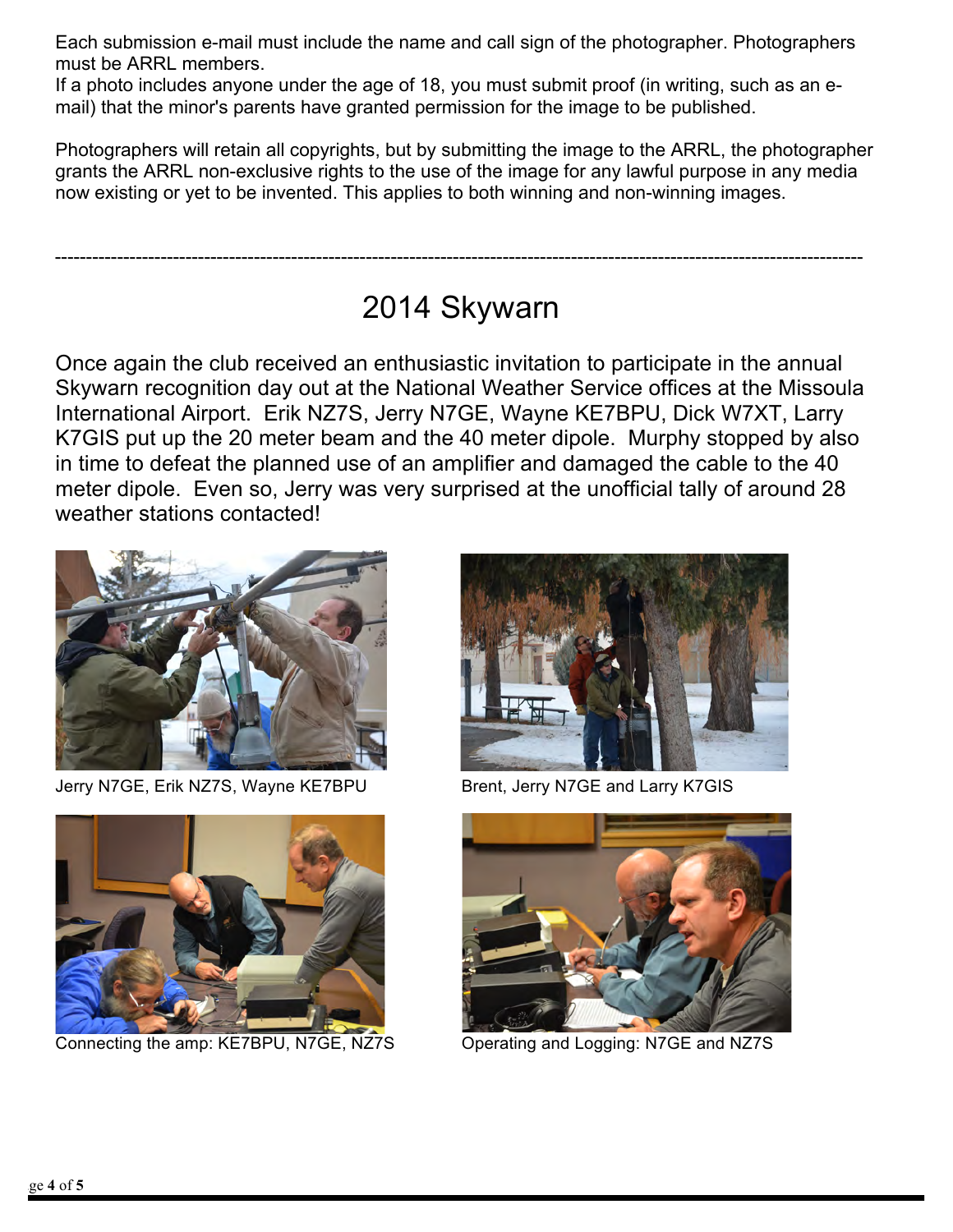Each submission e-mail must include the name and call sign of the photographer. Photographers must be ARRL members.
If a photo includes anyone under the age of 18, you must submit proof (in writing, such as an e-mail) that the minor's parents have granted permission for the image to be published.

Photographers will retain all copyrights, but by submitting the image to the ARRL, the photographer grants the ARRL non-exclusive rights to the use of the image for any lawful purpose in any media now existing or yet to be invented. This applies to both winning and non-winning images.

---

# 2014 Skywarn

Once again the club received an enthusiastic invitation to participate in the annual Skywarn recognition day out at the National Weather Service offices at the Missoula International Airport. Erik NZ7S, Jerry N7GE, Wayne KE7BPU, Dick W7XT, Larry K7GIS put up the 20 meter beam and the 40 meter dipole. Murphy stopped by also in time to defeat the planned use of an amplifier and damaged the cable to the 40 meter dipole. Even so, Jerry was very surprised at the unofficial tally of around 28 weather stations contacted!

Jerry N7GE, Erik NZ7S, Wayne KE7BPU

Brent, Jerry N7GE and Larry K7GIS

Connecting the amp: KE7BPU, N7GE, NZ7S

Operating and Logging: N7GE and NZ7S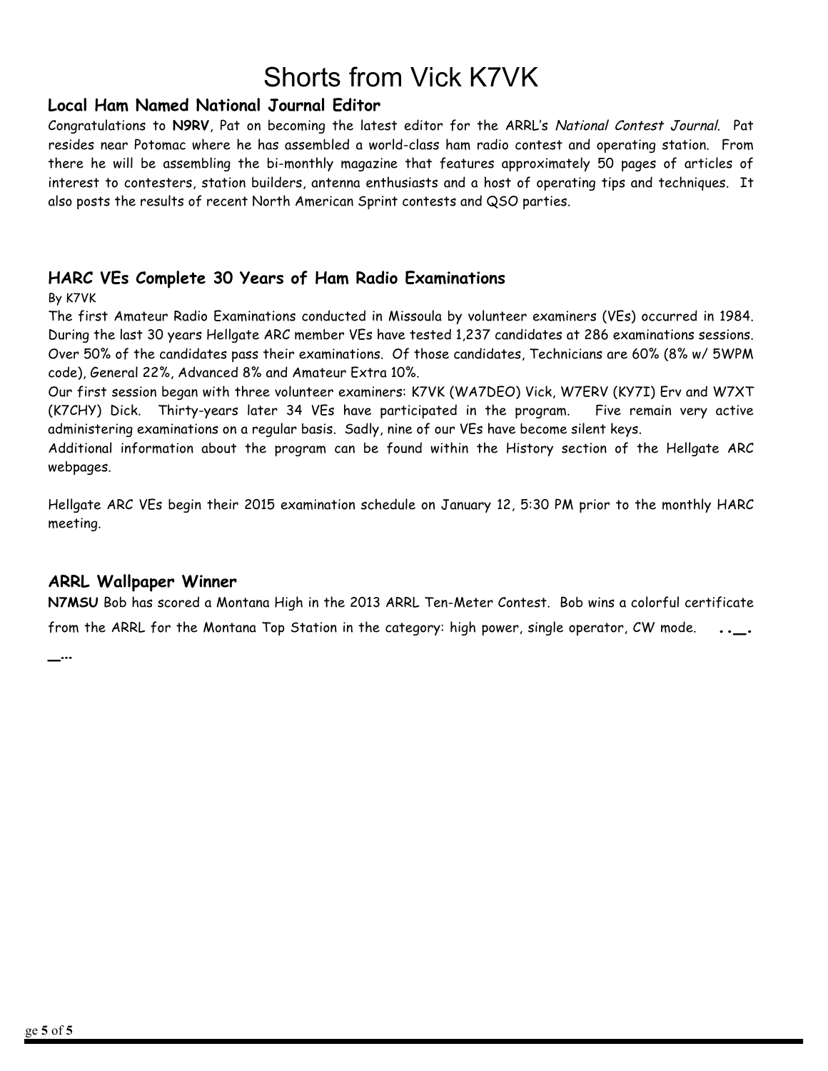# Shorts from Vick K7VK

### Local Ham Named National Journal Editor

Congratulations to **N9RV**, Pat on becoming the latest editor for the ARRL's *National Contest Journal*. Pat resides near Potomac where he has assembled a world-class ham radio contest and operating station. From there he will be assembling the bi-monthly magazine that features approximately 50 pages of articles of interest to contesters, station builders, antenna enthusiasts and a host of operating tips and techniques. It also posts the results of recent North American Sprint contests and QSO parties.

### HARC VEs Complete 30 Years of Ham Radio Examinations

By K7VK

The first Amateur Radio Examinations conducted in Missoula by volunteer examiners (VEs) occurred in 1984. During the last 30 years Hellgate ARC member VEs have tested 1,237 candidates at 286 examinations sessions. Over 50% of the candidates pass their examinations. Of those candidates, Technicians are 60% (8% w/ 5WPM code), General 22%, Advanced 8% and Amateur Extra 10%.

Our first session began with three volunteer examiners: K7VK (WA7DEO) Vick, W7ERV (KY7I) Erv and W7XT (K7CHY) Dick. Thirty-years later 34 VEs have participated in the program. Five remain very active administering examinations on a regular basis. Sadly, nine of our VEs have become silent keys.

Additional information about the program can be found within the History section of the Hellgate ARC webpages.

Hellgate ARC VEs begin their 2015 examination schedule on January 12, 5:30 PM prior to the monthly HARC meeting.

### ARRL Wallpaper Winner

**N7MSU** Bob has scored a Montana High in the 2013 ARRL Ten-Meter Contest. Bob wins a colorful certificate from the ARRL for the Montana Top Station in the category: high power, single operator, CW mode. **..\_. \_...**